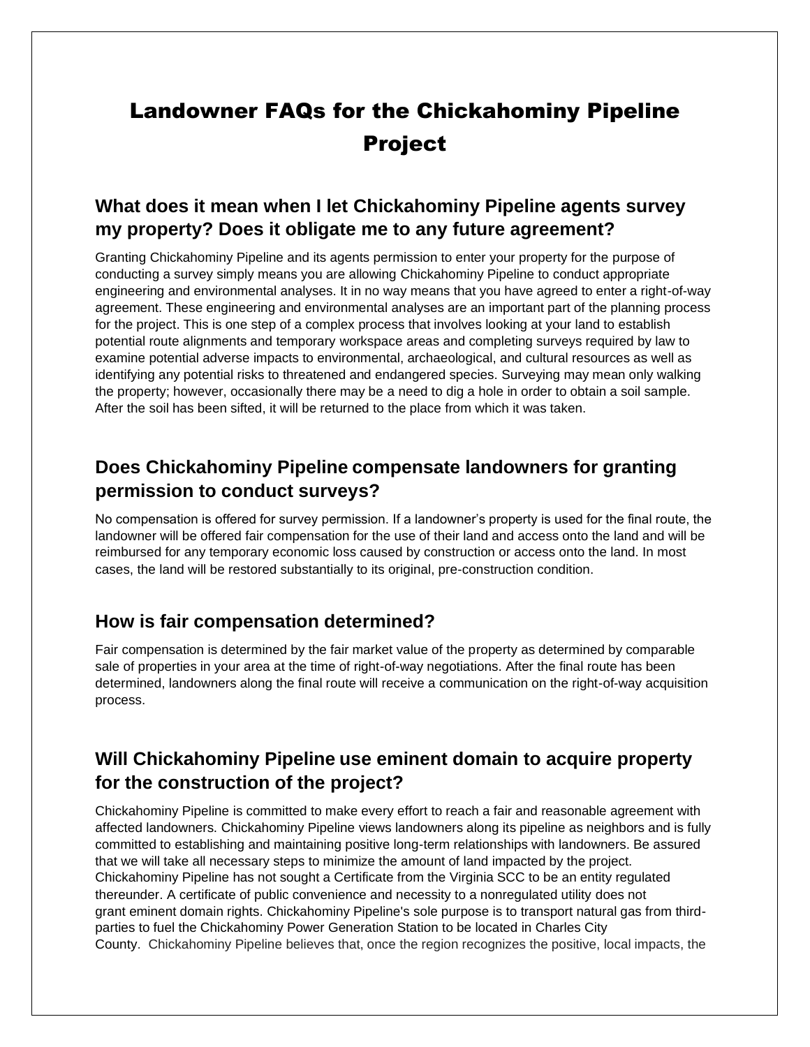# Landowner FAQs for the Chickahominy Pipeline Project

## What does it mean when I let Chickahominy Pipeline agents survey my property? Does it obligate me to any future agreement?

Granting Chickahominy Pipeline and its agents permission to enter your property for the purpose of conducting a survey simply means you are allowing Chickahominy Pipeline to conduct appropriate engineering and environmental analyses. It in no way means that you have agreed to enter a right-of-way agreement. These engineering and environmental analyses are an important part of the planning process for the project. This is one step of a complex process that involves looking at your land to establish potential route alignments and temporary workspace areas and completing surveys required by law to examine potential adverse impacts to environmental, archaeological, and cultural resources as well as identifying any potential risks to threatened and endangered species. Surveying may mean only walking the property; however, occasionally there may be a need to dig a hole in order to obtain a soil sample. After the soil has been sifted, it will be returned to the place from which it was taken.

## Does Chickahominy Pipeline compensate landowners for granting permission to conduct surveys?

No compensation is offered for survey permission. If a landowner's property is used for the final route, the landowner will be offered fair compensation for the use of their land and access onto the land and will be reimbursed for any temporary economic loss caused by construction or access onto the land. In most cases, the land will be restored substantially to its original, pre-construction condition.

## How is fair compensation determined?

Fair compensation is determined by the fair market value of the property as determined by comparable sale of properties in your area at the time of right-of-way negotiations. After the final route has been determined, landowners along the final route will receive a communication on the right-of-way acquisition process.

## Will Chickahominy Pipeline use eminent domain to acquire property for the construction of the project?

Chickahominy Pipeline is committed to make every effort to reach a fair and reasonable agreement with affected landowners. Chickahominy Pipeline views landowners along its pipeline as neighbors and is fully committed to establishing and maintaining positive long-term relationships with landowners. Be assured that we will take all necessary steps to minimize the amount of land impacted by the project. Chickahominy Pipeline has not sought a Certificate from the Virginia SCC to be an entity regulated thereunder. A certificate of public convenience and necessity to a nonregulated utility does not grant eminent domain rights. Chickahominy Pipeline's sole purpose is to transport natural gas from third-parties to fuel the Chickahominy Power Generation Station to be located in Charles City County. Chickahominy Pipeline believes that, once the region recognizes the positive, local impacts, the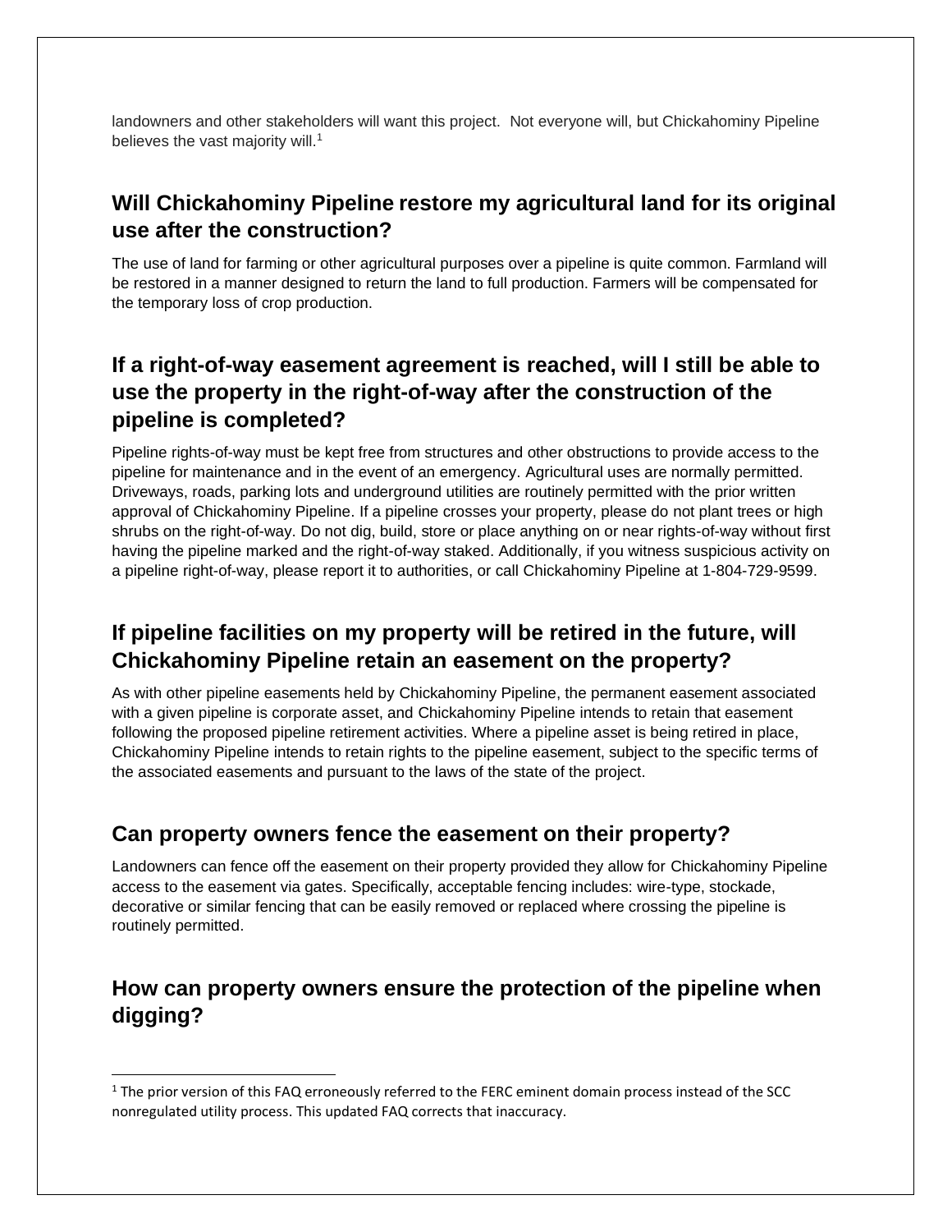landowners and other stakeholders will want this project. Not everyone will, but Chickahominy Pipeline believes the vast majority will.[1]

## Will Chickahominy Pipeline restore my agricultural land for its original use after the construction?

The use of land for farming or other agricultural purposes over a pipeline is quite common. Farmland will be restored in a manner designed to return the land to full production. Farmers will be compensated for the temporary loss of crop production.

## If a right-of-way easement agreement is reached, will I still be able to use the property in the right-of-way after the construction of the pipeline is completed?

Pipeline rights-of-way must be kept free from structures and other obstructions to provide access to the pipeline for maintenance and in the event of an emergency. Agricultural uses are normally permitted. Driveways, roads, parking lots and underground utilities are routinely permitted with the prior written approval of Chickahominy Pipeline. If a pipeline crosses your property, please do not plant trees or high shrubs on the right-of-way. Do not dig, build, store or place anything on or near rights-of-way without first having the pipeline marked and the right-of-way staked. Additionally, if you witness suspicious activity on a pipeline right-of-way, please report it to authorities, or call Chickahominy Pipeline at 1-804-729-9599.

## If pipeline facilities on my property will be retired in the future, will Chickahominy Pipeline retain an easement on the property?

As with other pipeline easements held by Chickahominy Pipeline, the permanent easement associated with a given pipeline is corporate asset, and Chickahominy Pipeline intends to retain that easement following the proposed pipeline retirement activities. Where a pipeline asset is being retired in place, Chickahominy Pipeline intends to retain rights to the pipeline easement, subject to the specific terms of the associated easements and pursuant to the laws of the state of the project.

## Can property owners fence the easement on their property?

Landowners can fence off the easement on their property provided they allow for Chickahominy Pipeline access to the easement via gates. Specifically, acceptable fencing includes: wire-type, stockade, decorative or similar fencing that can be easily removed or replaced where crossing the pipeline is routinely permitted.

## How can property owners ensure the protection of the pipeline when digging?

---

[1] The prior version of this FAQ erroneously referred to the FERC eminent domain process instead of the SCC nonregulated utility process. This updated FAQ corrects that inaccuracy.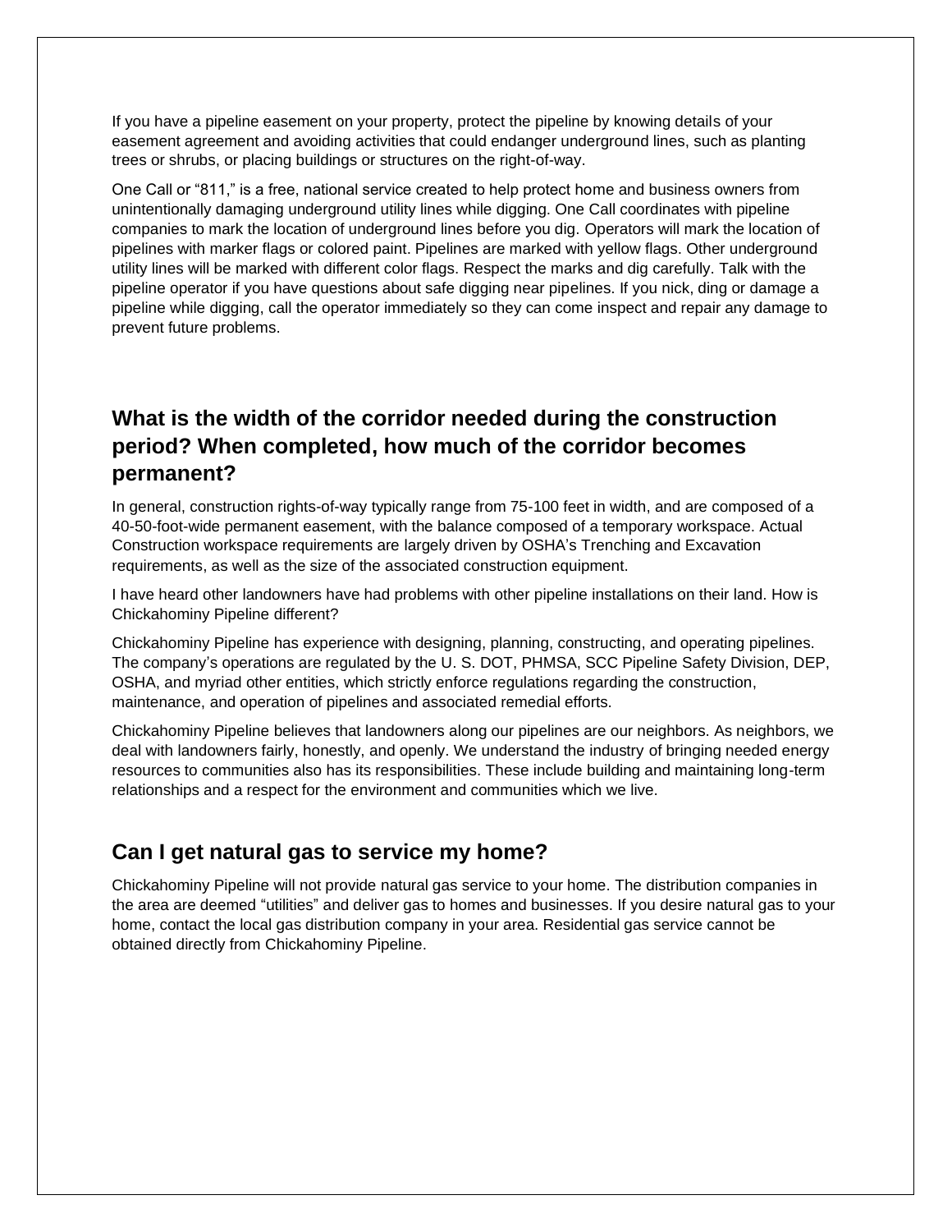If you have a pipeline easement on your property, protect the pipeline by knowing details of your easement agreement and avoiding activities that could endanger underground lines, such as planting trees or shrubs, or placing buildings or structures on the right-of-way.

One Call or "811," is a free, national service created to help protect home and business owners from unintentionally damaging underground utility lines while digging. One Call coordinates with pipeline companies to mark the location of underground lines before you dig. Operators will mark the location of pipelines with marker flags or colored paint. Pipelines are marked with yellow flags. Other underground utility lines will be marked with different color flags. Respect the marks and dig carefully. Talk with the pipeline operator if you have questions about safe digging near pipelines. If you nick, ding or damage a pipeline while digging, call the operator immediately so they can come inspect and repair any damage to prevent future problems.

## What is the width of the corridor needed during the construction period? When completed, how much of the corridor becomes permanent?

In general, construction rights-of-way typically range from 75-100 feet in width, and are composed of a 40-50-foot-wide permanent easement, with the balance composed of a temporary workspace. Actual Construction workspace requirements are largely driven by OSHA's Trenching and Excavation requirements, as well as the size of the associated construction equipment.

I have heard other landowners have had problems with other pipeline installations on their land. How is Chickahominy Pipeline different?

Chickahominy Pipeline has experience with designing, planning, constructing, and operating pipelines. The company's operations are regulated by the U. S. DOT, PHMSA, SCC Pipeline Safety Division, DEP, OSHA, and myriad other entities, which strictly enforce regulations regarding the construction, maintenance, and operation of pipelines and associated remedial efforts.

Chickahominy Pipeline believes that landowners along our pipelines are our neighbors. As neighbors, we deal with landowners fairly, honestly, and openly. We understand the industry of bringing needed energy resources to communities also has its responsibilities. These include building and maintaining long-term relationships and a respect for the environment and communities which we live.

## Can I get natural gas to service my home?

Chickahominy Pipeline will not provide natural gas service to your home. The distribution companies in the area are deemed "utilities" and deliver gas to homes and businesses. If you desire natural gas to your home, contact the local gas distribution company in your area. Residential gas service cannot be obtained directly from Chickahominy Pipeline.